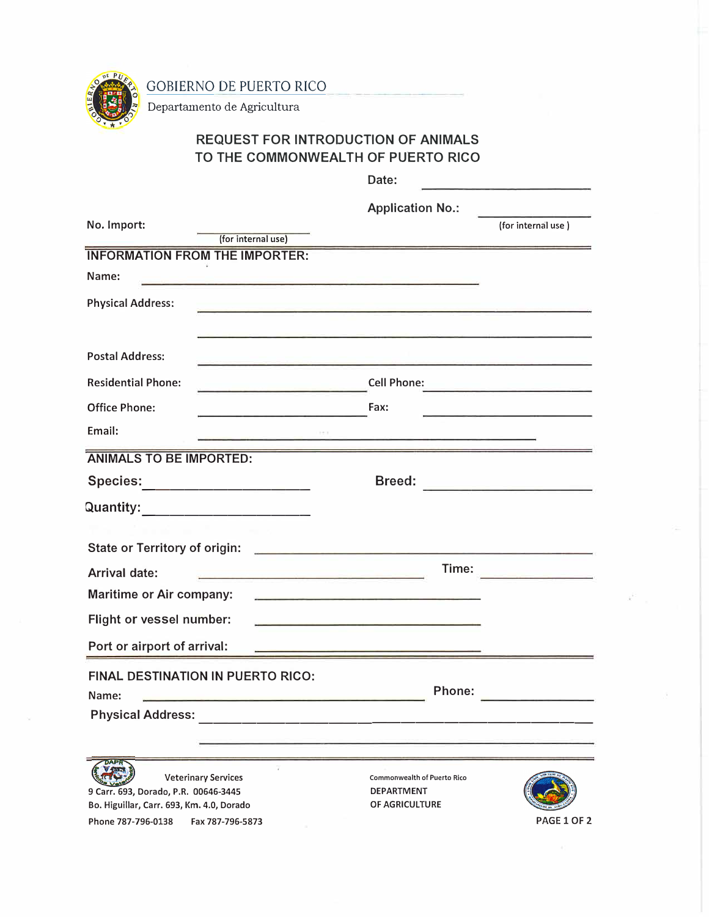GOBIERNO DE PUERTO RICO

Departamento de Agricultura

# REQUEST FOR INTRODUCTION OF ANIMALS TO THE COMMONWEALTH OF PUERTO RICO

Date: ____________________

Application No.: ____________________ (for internal use)

No. Import: ____________________ (for internal use)

## INFORMATION FROM THE IMPORTER:

Name: ____________________

Physical Address: ____________________

____________________

Postal Address: ____________________

Residential Phone: ____________________ Cell Phone: ____________________

Office Phone: ____________________ Fax: ____________________

Email: ____________________

## ANIMALS TO BE IMPORTED:

Species: ____________________ Breed: ____________________

Quantity: ____________________

State or Territory of origin: ____________________

Arrival date: ____________________ Time: ____________________

Maritime or Air company: ____________________

Flight or vessel number: ____________________

Port or airport of arrival: ____________________

## FINAL DESTINATION IN PUERTO RICO:

Name: ____________________ Phone: ____________________

Physical Address: ____________________

____________________

Veterinary Services
9 Carr. 693, Dorado, P.R. 00646-3445
Bo. Higuillar, Carr. 693, Km. 4.0, Dorado
Phone 787-796-0138 Fax 787-796-5873

Commonwealth of Puerto Rico
DEPARTMENT
OF AGRICULTURE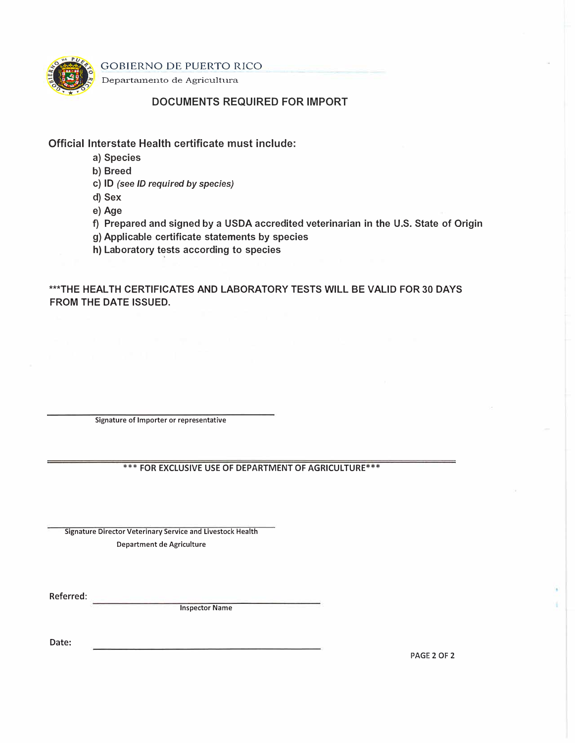GOBIERNO DE PUERTO RICO

Departamento de Agricultura

## DOCUMENTS REQUIRED FOR IMPORT

**Official Interstate Health certificate must include:**

a) Species
b) Breed
c) ID *(see ID required by species)*
d) Sex
e) Age
f) Prepared and signed by a USDA accredited veterinarian in the U.S. State of Origin
g) Applicable certificate statements by species
h) Laboratory tests according to species

**\*\*\*THE HEALTH CERTIFICATES AND LABORATORY TESTS WILL BE VALID FOR 30 DAYS FROM THE DATE ISSUED.**

\_\_\_\_\_\_\_\_\_\_\_\_\_\_\_\_\_\_\_\_\_\_\_\_\_\_\_\_\_\_\_\_\_\_\_\_\_\_\_\_

Signature of Importer or representative

**\*\*\* FOR EXCLUSIVE USE OF DEPARTMENT OF AGRICULTURE\*\*\***

\_\_\_\_\_\_\_\_\_\_\_\_\_\_\_\_\_\_\_\_\_\_\_\_\_\_\_\_\_\_\_\_\_\_\_\_\_\_\_\_

Signature Director Veterinary Service and Livestock Health

Department de Agriculture

Referred: \_\_\_\_\_\_\_\_\_\_\_\_\_\_\_\_\_\_\_\_\_\_\_\_\_\_\_\_\_\_\_\_\_\_\_\_\_\_\_\_

Inspector Name

Date: \_\_\_\_\_\_\_\_\_\_\_\_\_\_\_\_\_\_\_\_\_\_\_\_\_\_\_\_\_\_\_\_\_\_\_\_\_\_\_\_